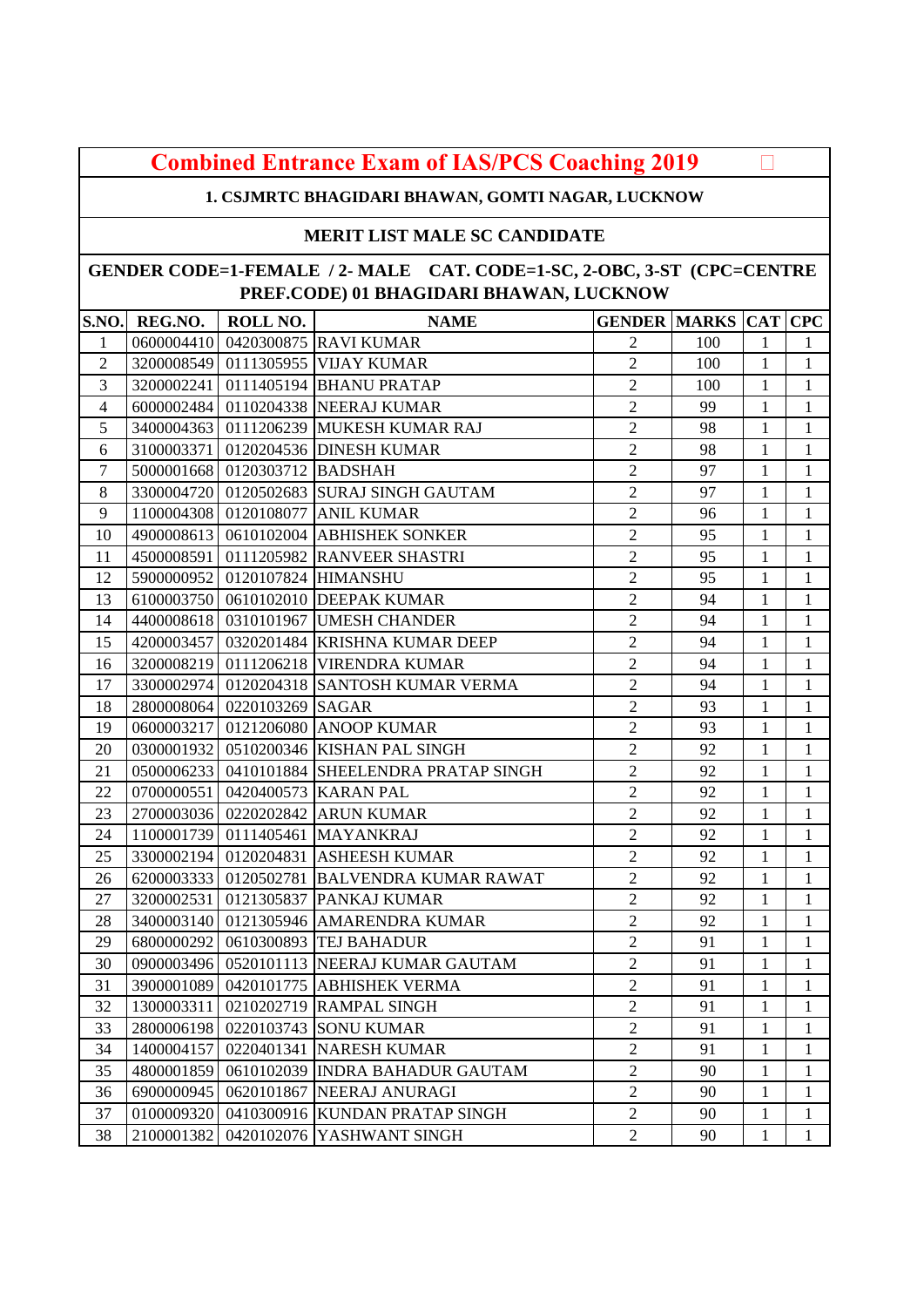# Combined Entrance Exam of IAS/PCS Coaching 2019

**1. CSJMRTC BHAGIDARI BHAWAN, GOMTI NAGAR, LUCKNOW**

**MERIT LIST MALE SC CANDIDATE**

**GENDER CODE=1-FEMALE / 2- MALE CAT. CODE=1-SC, 2-OBC, 3-ST (CPC=CENTRE PREF.CODE) 01 BHAGIDARI BHAWAN, LUCKNOW**

| S.NO. | REG.NO. | ROLL NO. | NAME | GENDER | MARKS | CAT | CPC |
|---|---|---|---|---|---|---|---|
| 1 | 0600004410 | 0420300875 | RAVI KUMAR | 2 | 100 | 1 | 1 |
| 2 | 3200008549 | 0111305955 | VIJAY KUMAR | 2 | 100 | 1 | 1 |
| 3 | 3200002241 | 0111405194 | BHANU PRATAP | 2 | 100 | 1 | 1 |
| 4 | 6000002484 | 0110204338 | NEERAJ KUMAR | 2 | 99 | 1 | 1 |
| 5 | 3400004363 | 0111206239 | MUKESH KUMAR RAJ | 2 | 98 | 1 | 1 |
| 6 | 3100003371 | 0120204536 | DINESH KUMAR | 2 | 98 | 1 | 1 |
| 7 | 5000001668 | 0120303712 | BADSHAH | 2 | 97 | 1 | 1 |
| 8 | 3300004720 | 0120502683 | SURAJ SINGH GAUTAM | 2 | 97 | 1 | 1 |
| 9 | 1100004308 | 0120108077 | ANIL KUMAR | 2 | 96 | 1 | 1 |
| 10 | 4900008613 | 0610102004 | ABHISHEK SONKER | 2 | 95 | 1 | 1 |
| 11 | 4500008591 | 0111205982 | RANVEER SHASTRI | 2 | 95 | 1 | 1 |
| 12 | 5900000952 | 0120107824 | HIMANSHU | 2 | 95 | 1 | 1 |
| 13 | 6100003750 | 0610102010 | DEEPAK KUMAR | 2 | 94 | 1 | 1 |
| 14 | 4400008618 | 0310101967 | UMESH CHANDER | 2 | 94 | 1 | 1 |
| 15 | 4200003457 | 0320201484 | KRISHNA KUMAR DEEP | 2 | 94 | 1 | 1 |
| 16 | 3200008219 | 0111206218 | VIRENDRA KUMAR | 2 | 94 | 1 | 1 |
| 17 | 3300002974 | 0120204318 | SANTOSH KUMAR VERMA | 2 | 94 | 1 | 1 |
| 18 | 2800008064 | 0220103269 | SAGAR | 2 | 93 | 1 | 1 |
| 19 | 0600003217 | 0121206080 | ANOOP KUMAR | 2 | 93 | 1 | 1 |
| 20 | 0300001932 | 0510200346 | KISHAN PAL SINGH | 2 | 92 | 1 | 1 |
| 21 | 0500006233 | 0410101884 | SHEELENDRA PRATAP SINGH | 2 | 92 | 1 | 1 |
| 22 | 0700000551 | 0420400573 | KARAN PAL | 2 | 92 | 1 | 1 |
| 23 | 2700003036 | 0220202842 | ARUN KUMAR | 2 | 92 | 1 | 1 |
| 24 | 1100001739 | 0111405461 | MAYANKRAJ | 2 | 92 | 1 | 1 |
| 25 | 3300002194 | 0120204831 | ASHEESH KUMAR | 2 | 92 | 1 | 1 |
| 26 | 6200003333 | 0120502781 | BALVENDRA KUMAR RAWAT | 2 | 92 | 1 | 1 |
| 27 | 3200002531 | 0121305837 | PANKAJ KUMAR | 2 | 92 | 1 | 1 |
| 28 | 3400003140 | 0121305946 | AMARENDRA KUMAR | 2 | 92 | 1 | 1 |
| 29 | 6800000292 | 0610300893 | TEJ BAHADUR | 2 | 91 | 1 | 1 |
| 30 | 0900003496 | 0520101113 | NEERAJ KUMAR GAUTAM | 2 | 91 | 1 | 1 |
| 31 | 3900001089 | 0420101775 | ABHISHEK VERMA | 2 | 91 | 1 | 1 |
| 32 | 1300003311 | 0210202719 | RAMPAL SINGH | 2 | 91 | 1 | 1 |
| 33 | 2800006198 | 0220103743 | SONU KUMAR | 2 | 91 | 1 | 1 |
| 34 | 1400004157 | 0220401341 | NARESH KUMAR | 2 | 91 | 1 | 1 |
| 35 | 4800001859 | 0610102039 | INDRA BAHADUR GAUTAM | 2 | 90 | 1 | 1 |
| 36 | 6900000945 | 0620101867 | NEERAJ ANURAGI | 2 | 90 | 1 | 1 |
| 37 | 0100009320 | 0410300916 | KUNDAN PRATAP SINGH | 2 | 90 | 1 | 1 |
| 38 | 2100001382 | 0420102076 | YASHWANT SINGH | 2 | 90 | 1 | 1 |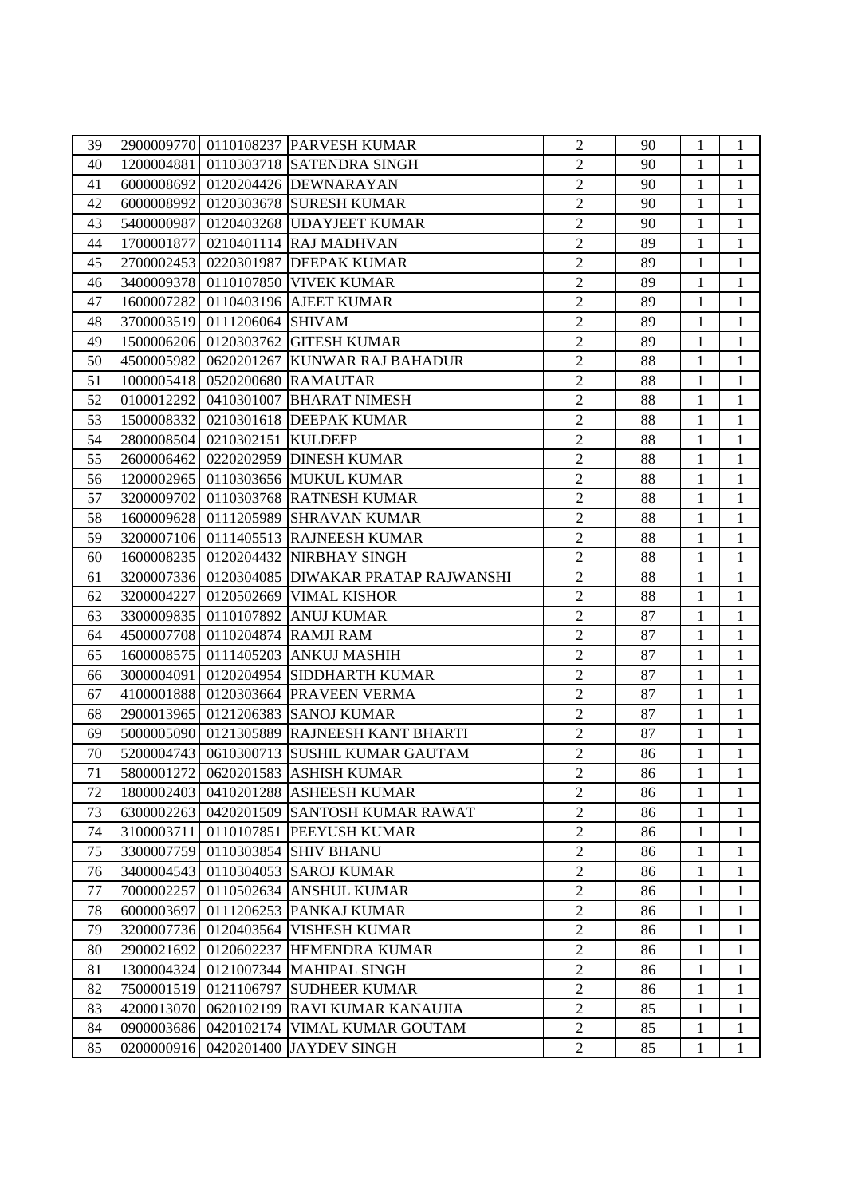| | | | | | | | |
|---|---|---|---|---|---|---|---|
| 39 | 2900009770 | 0110108237 | PARVESH KUMAR | 2 | 90 | 1 | 1 |
| 40 | 1200004881 | 0110303718 | SATENDRA SINGH | 2 | 90 | 1 | 1 |
| 41 | 6000008692 | 0120204426 | DEWNARAYAN | 2 | 90 | 1 | 1 |
| 42 | 6000008992 | 0120303678 | SURESH KUMAR | 2 | 90 | 1 | 1 |
| 43 | 5400000987 | 0120403268 | UDAYJEET KUMAR | 2 | 90 | 1 | 1 |
| 44 | 1700001877 | 0210401114 | RAJ MADHVAN | 2 | 89 | 1 | 1 |
| 45 | 2700002453 | 0220301987 | DEEPAK KUMAR | 2 | 89 | 1 | 1 |
| 46 | 3400009378 | 0110107850 | VIVEK KUMAR | 2 | 89 | 1 | 1 |
| 47 | 1600007282 | 0110403196 | AJEET KUMAR | 2 | 89 | 1 | 1 |
| 48 | 3700003519 | 0111206064 | SHIVAM | 2 | 89 | 1 | 1 |
| 49 | 1500006206 | 0120303762 | GITESH KUMAR | 2 | 89 | 1 | 1 |
| 50 | 4500005982 | 0620201267 | KUNWAR RAJ BAHADUR | 2 | 88 | 1 | 1 |
| 51 | 1000005418 | 0520200680 | RAMAUTAR | 2 | 88 | 1 | 1 |
| 52 | 0100012292 | 0410301007 | BHARAT NIMESH | 2 | 88 | 1 | 1 |
| 53 | 1500008332 | 0210301618 | DEEPAK KUMAR | 2 | 88 | 1 | 1 |
| 54 | 2800008504 | 0210302151 | KULDEEP | 2 | 88 | 1 | 1 |
| 55 | 2600006462 | 0220202959 | DINESH KUMAR | 2 | 88 | 1 | 1 |
| 56 | 1200002965 | 0110303656 | MUKUL KUMAR | 2 | 88 | 1 | 1 |
| 57 | 3200009702 | 0110303768 | RATNESH KUMAR | 2 | 88 | 1 | 1 |
| 58 | 1600009628 | 0111205989 | SHRAVAN KUMAR | 2 | 88 | 1 | 1 |
| 59 | 3200007106 | 0111405513 | RAJNEESH KUMAR | 2 | 88 | 1 | 1 |
| 60 | 1600008235 | 0120204432 | NIRBHAY SINGH | 2 | 88 | 1 | 1 |
| 61 | 3200007336 | 0120304085 | DIWAKAR PRATAP RAJWANSHI | 2 | 88 | 1 | 1 |
| 62 | 3200004227 | 0120502669 | VIMAL KISHOR | 2 | 88 | 1 | 1 |
| 63 | 3300009835 | 0110107892 | ANUJ KUMAR | 2 | 87 | 1 | 1 |
| 64 | 4500007708 | 0110204874 | RAMJI RAM | 2 | 87 | 1 | 1 |
| 65 | 1600008575 | 0111405203 | ANKUJ MASHIH | 2 | 87 | 1 | 1 |
| 66 | 3000004091 | 0120204954 | SIDDHARTH KUMAR | 2 | 87 | 1 | 1 |
| 67 | 4100001888 | 0120303664 | PRAVEEN VERMA | 2 | 87 | 1 | 1 |
| 68 | 2900013965 | 0121206383 | SANOJ KUMAR | 2 | 87 | 1 | 1 |
| 69 | 5000005090 | 0121305889 | RAJNEESH KANT BHARTI | 2 | 87 | 1 | 1 |
| 70 | 5200004743 | 0610300713 | SUSHIL KUMAR GAUTAM | 2 | 86 | 1 | 1 |
| 71 | 5800001272 | 0620201583 | ASHISH KUMAR | 2 | 86 | 1 | 1 |
| 72 | 1800002403 | 0410201288 | ASHEESH KUMAR | 2 | 86 | 1 | 1 |
| 73 | 6300002263 | 0420201509 | SANTOSH KUMAR RAWAT | 2 | 86 | 1 | 1 |
| 74 | 3100003711 | 0110107851 | PEEYUSH KUMAR | 2 | 86 | 1 | 1 |
| 75 | 3300007759 | 0110303854 | SHIV BHANU | 2 | 86 | 1 | 1 |
| 76 | 3400004543 | 0110304053 | SAROJ KUMAR | 2 | 86 | 1 | 1 |
| 77 | 7000002257 | 0110502634 | ANSHUL KUMAR | 2 | 86 | 1 | 1 |
| 78 | 6000003697 | 0111206253 | PANKAJ KUMAR | 2 | 86 | 1 | 1 |
| 79 | 3200007736 | 0120403564 | VISHESH KUMAR | 2 | 86 | 1 | 1 |
| 80 | 2900021692 | 0120602237 | HEMENDRA KUMAR | 2 | 86 | 1 | 1 |
| 81 | 1300004324 | 0121007344 | MAHIPAL SINGH | 2 | 86 | 1 | 1 |
| 82 | 7500001519 | 0121106797 | SUDHEER KUMAR | 2 | 86 | 1 | 1 |
| 83 | 4200013070 | 0620102199 | RAVI KUMAR KANAUJIA | 2 | 85 | 1 | 1 |
| 84 | 0900003686 | 0420102174 | VIMAL KUMAR GOUTAM | 2 | 85 | 1 | 1 |
| 85 | 0200000916 | 0420201400 | JAYDEV SINGH | 2 | 85 | 1 | 1 |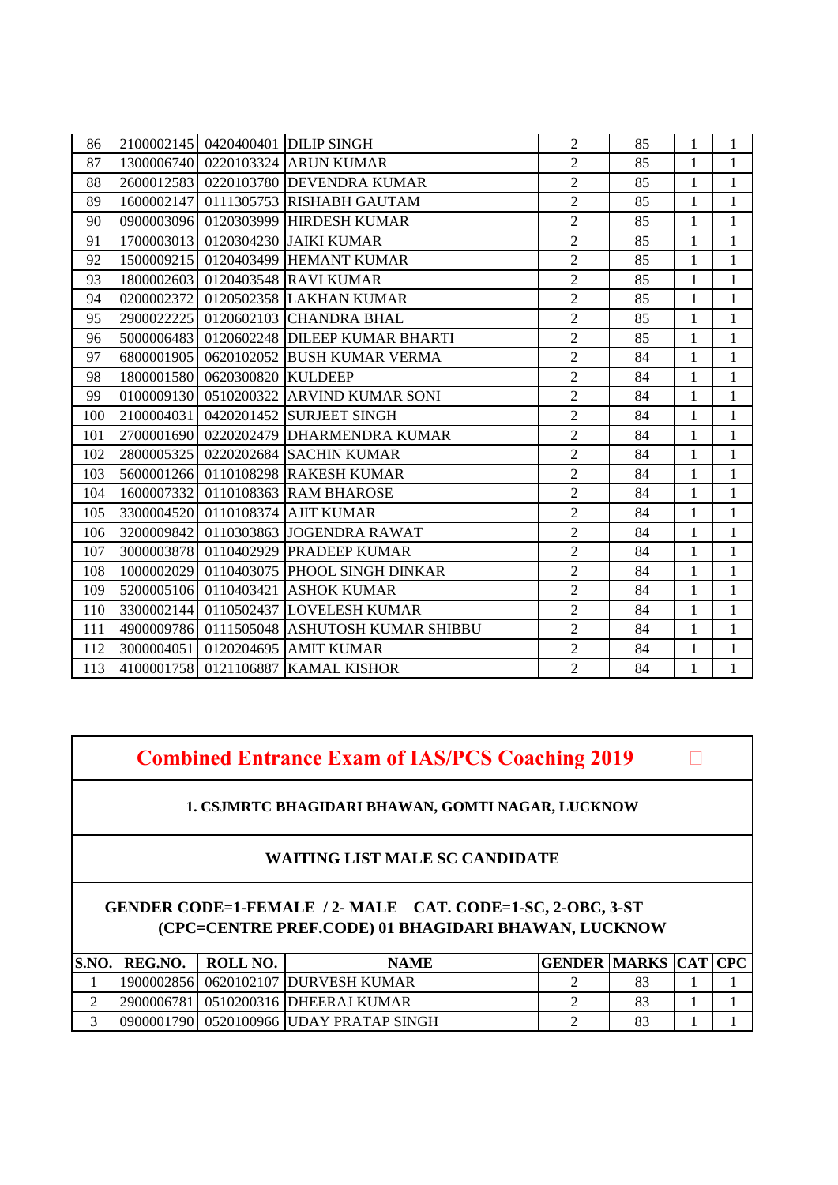| | | | | | | | |
|---|---|---|---|---|---|---|---|
| 86 | 2100002145 | 0420400401 | DILIP SINGH | 2 | 85 | 1 | 1 |
| 87 | 1300006740 | 0220103324 | ARUN KUMAR | 2 | 85 | 1 | 1 |
| 88 | 2600012583 | 0220103780 | DEVENDRA KUMAR | 2 | 85 | 1 | 1 |
| 89 | 1600002147 | 0111305753 | RISHABH GAUTAM | 2 | 85 | 1 | 1 |
| 90 | 0900003096 | 0120303999 | HIRDESH KUMAR | 2 | 85 | 1 | 1 |
| 91 | 1700003013 | 0120304230 | JAIKI KUMAR | 2 | 85 | 1 | 1 |
| 92 | 1500009215 | 0120403499 | HEMANT KUMAR | 2 | 85 | 1 | 1 |
| 93 | 1800002603 | 0120403548 | RAVI KUMAR | 2 | 85 | 1 | 1 |
| 94 | 0200002372 | 0120502358 | LAKHAN KUMAR | 2 | 85 | 1 | 1 |
| 95 | 2900022225 | 0120602103 | CHANDRA BHAL | 2 | 85 | 1 | 1 |
| 96 | 5000006483 | 0120602248 | DILEEP KUMAR BHARTI | 2 | 85 | 1 | 1 |
| 97 | 6800001905 | 0620102052 | BUSH KUMAR VERMA | 2 | 84 | 1 | 1 |
| 98 | 1800001580 | 0620300820 | KULDEEP | 2 | 84 | 1 | 1 |
| 99 | 0100009130 | 0510200322 | ARVIND KUMAR SONI | 2 | 84 | 1 | 1 |
| 100 | 2100004031 | 0420201452 | SURJEET SINGH | 2 | 84 | 1 | 1 |
| 101 | 2700001690 | 0220202479 | DHARMENDRA KUMAR | 2 | 84 | 1 | 1 |
| 102 | 2800005325 | 0220202684 | SACHIN KUMAR | 2 | 84 | 1 | 1 |
| 103 | 5600001266 | 0110108298 | RAKESH KUMAR | 2 | 84 | 1 | 1 |
| 104 | 1600007332 | 0110108363 | RAM BHAROSE | 2 | 84 | 1 | 1 |
| 105 | 3300004520 | 0110108374 | AJIT KUMAR | 2 | 84 | 1 | 1 |
| 106 | 3200009842 | 0110303863 | JOGENDRA RAWAT | 2 | 84 | 1 | 1 |
| 107 | 3000003878 | 0110402929 | PRADEEP KUMAR | 2 | 84 | 1 | 1 |
| 108 | 1000002029 | 0110403075 | PHOOL SINGH DINKAR | 2 | 84 | 1 | 1 |
| 109 | 5200005106 | 0110403421 | ASHOK KUMAR | 2 | 84 | 1 | 1 |
| 110 | 3300002144 | 0110502437 | LOVELESH KUMAR | 2 | 84 | 1 | 1 |
| 111 | 4900009786 | 0111505048 | ASHUTOSH KUMAR SHIBBU | 2 | 84 | 1 | 1 |
| 112 | 3000004051 | 0120204695 | AMIT KUMAR | 2 | 84 | 1 | 1 |
| 113 | 4100001758 | 0121106887 | KAMAL KISHOR | 2 | 84 | 1 | 1 |

# Combined Entrance Exam of IAS/PCS Coaching 2019

**1. CSJMRTC BHAGIDARI BHAWAN, GOMTI NAGAR, LUCKNOW**

**WAITING LIST MALE SC CANDIDATE**

**GENDER CODE=1-FEMALE / 2- MALE CAT. CODE=1-SC, 2-OBC, 3-ST**
**(CPC=CENTRE PREF.CODE) 01 BHAGIDARI BHAWAN, LUCKNOW**

| S.NO. | REG.NO. | ROLL NO. | NAME | GENDER | MARKS | CAT | CPC |
|---|---|---|---|---|---|---|---|
| 1 | 1900002856 | 0620102107 | DURVESH KUMAR | 2 | 83 | 1 | 1 |
| 2 | 2900006781 | 0510200316 | DHEERAJ KUMAR | 2 | 83 | 1 | 1 |
| 3 | 0900001790 | 0520100966 | UDAY PRATAP SINGH | 2 | 83 | 1 | 1 |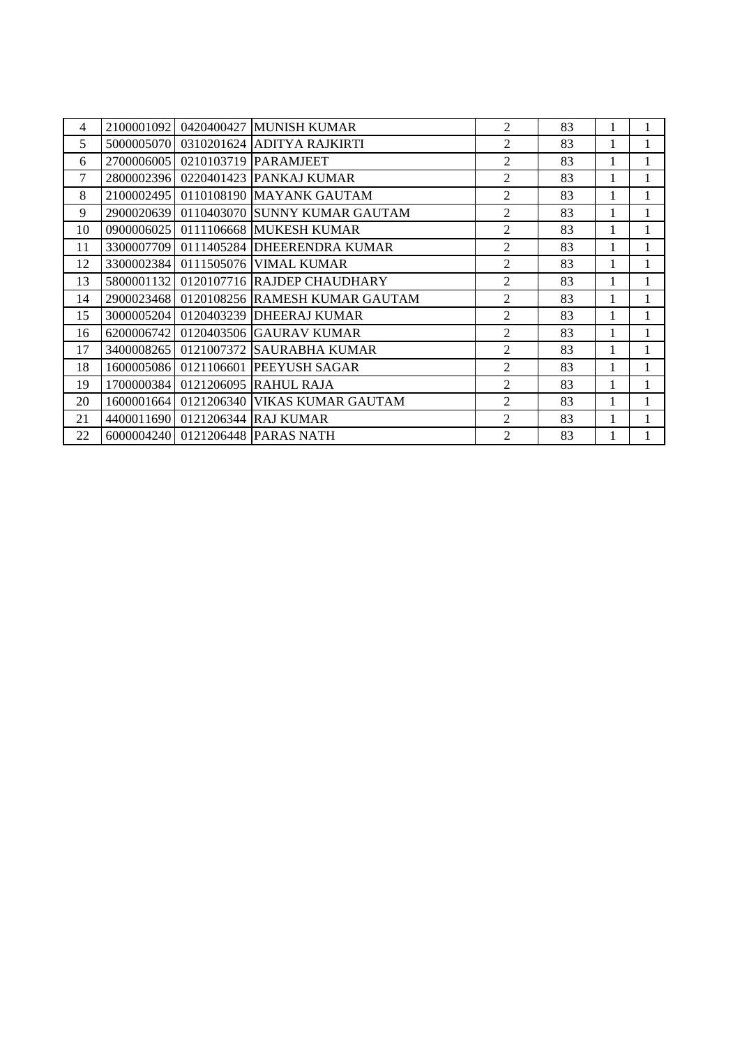| | | | | | | | |
|---|---|---|---|---|---|---|---|
| 4 | 2100001092 | 0420400427 | MUNISH KUMAR | 2 | 83 | 1 | 1 |
| 5 | 5000005070 | 0310201624 | ADITYA RAJKIRTI | 2 | 83 | 1 | 1 |
| 6 | 2700006005 | 0210103719 | PARAMJEET | 2 | 83 | 1 | 1 |
| 7 | 2800002396 | 0220401423 | PANKAJ KUMAR | 2 | 83 | 1 | 1 |
| 8 | 2100002495 | 0110108190 | MAYANK GAUTAM | 2 | 83 | 1 | 1 |
| 9 | 2900020639 | 0110403070 | SUNNY KUMAR GAUTAM | 2 | 83 | 1 | 1 |
| 10 | 0900006025 | 0111106668 | MUKESH KUMAR | 2 | 83 | 1 | 1 |
| 11 | 3300007709 | 0111405284 | DHEERENDRA KUMAR | 2 | 83 | 1 | 1 |
| 12 | 3300002384 | 0111505076 | VIMAL KUMAR | 2 | 83 | 1 | 1 |
| 13 | 5800001132 | 0120107716 | RAJDEP CHAUDHARY | 2 | 83 | 1 | 1 |
| 14 | 2900023468 | 0120108256 | RAMESH KUMAR GAUTAM | 2 | 83 | 1 | 1 |
| 15 | 3000005204 | 0120403239 | DHEERAJ KUMAR | 2 | 83 | 1 | 1 |
| 16 | 6200006742 | 0120403506 | GAURAV KUMAR | 2 | 83 | 1 | 1 |
| 17 | 3400008265 | 0121007372 | SAURABHA KUMAR | 2 | 83 | 1 | 1 |
| 18 | 1600005086 | 0121106601 | PEEYUSH SAGAR | 2 | 83 | 1 | 1 |
| 19 | 1700000384 | 0121206095 | RAHUL RAJA | 2 | 83 | 1 | 1 |
| 20 | 1600001664 | 0121206340 | VIKAS KUMAR GAUTAM | 2 | 83 | 1 | 1 |
| 21 | 4400011690 | 0121206344 | RAJ KUMAR | 2 | 83 | 1 | 1 |
| 22 | 6000004240 | 0121206448 | PARAS NATH | 2 | 83 | 1 | 1 |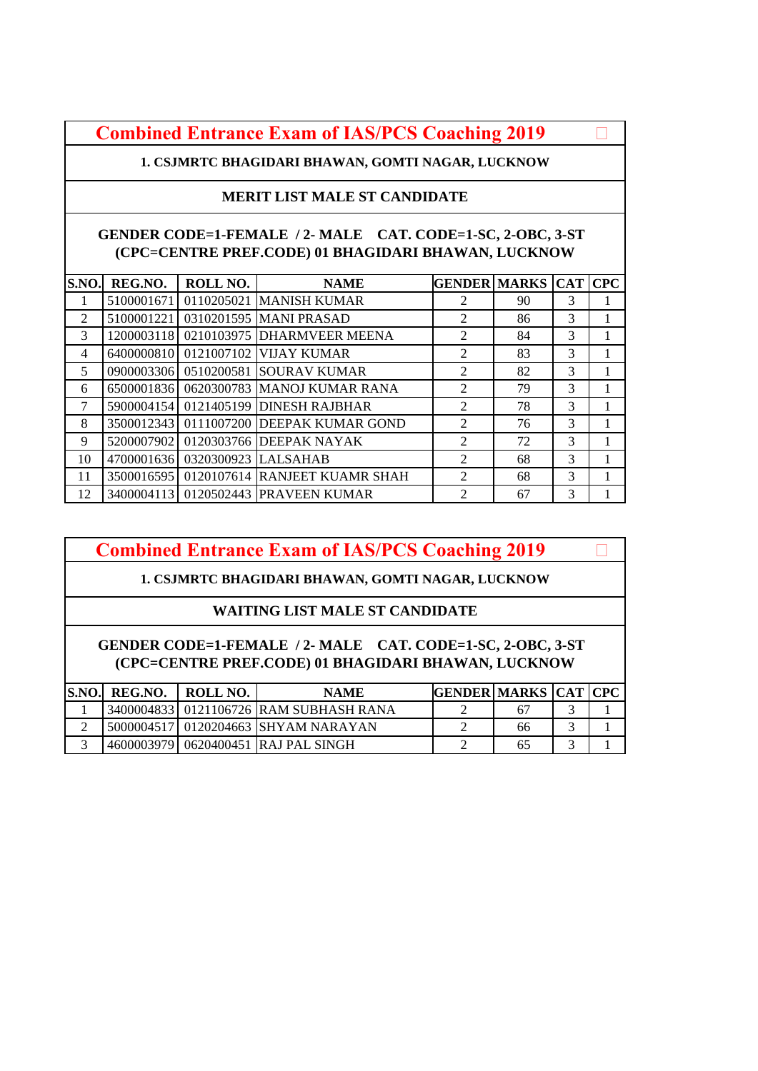# Combined Entrance Exam of IAS/PCS Coaching 2019

**1. CSJMRTC BHAGIDARI BHAWAN, GOMTI NAGAR, LUCKNOW**

**MERIT LIST MALE ST CANDIDATE**

**GENDER CODE=1-FEMALE / 2- MALE CAT. CODE=1-SC, 2-OBC, 3-ST**
**(CPC=CENTRE PREF.CODE) 01 BHAGIDARI BHAWAN, LUCKNOW**

| S.NO. | REG.NO. | ROLL NO. | NAME | GENDER | MARKS | CAT | CPC |
|---|---|---|---|---|---|---|---|
| 1 | 5100001671 | 0110205021 | MANISH KUMAR | 2 | 90 | 3 | 1 |
| 2 | 5100001221 | 0310201595 | MANI PRASAD | 2 | 86 | 3 | 1 |
| 3 | 1200003118 | 0210103975 | DHARMVEER MEENA | 2 | 84 | 3 | 1 |
| 4 | 6400000810 | 0121007102 | VIJAY KUMAR | 2 | 83 | 3 | 1 |
| 5 | 0900003306 | 0510200581 | SOURAV KUMAR | 2 | 82 | 3 | 1 |
| 6 | 6500001836 | 0620300783 | MANOJ KUMAR RANA | 2 | 79 | 3 | 1 |
| 7 | 5900004154 | 0121405199 | DINESH RAJBHAR | 2 | 78 | 3 | 1 |
| 8 | 3500012343 | 0111007200 | DEEPAK KUMAR GOND | 2 | 76 | 3 | 1 |
| 9 | 5200007902 | 0120303766 | DEEPAK NAYAK | 2 | 72 | 3 | 1 |
| 10 | 4700001636 | 0320300923 | LALSAHAB | 2 | 68 | 3 | 1 |
| 11 | 3500016595 | 0120107614 | RANJEET KUAMR SHAH | 2 | 68 | 3 | 1 |
| 12 | 3400004113 | 0120502443 | PRAVEEN KUMAR | 2 | 67 | 3 | 1 |

# Combined Entrance Exam of IAS/PCS Coaching 2019

**1. CSJMRTC BHAGIDARI BHAWAN, GOMTI NAGAR, LUCKNOW**

**WAITING LIST MALE ST CANDIDATE**

**GENDER CODE=1-FEMALE / 2- MALE CAT. CODE=1-SC, 2-OBC, 3-ST**
**(CPC=CENTRE PREF.CODE) 01 BHAGIDARI BHAWAN, LUCKNOW**

| S.NO. | REG.NO. | ROLL NO. | NAME | GENDER | MARKS | CAT | CPC |
|---|---|---|---|---|---|---|---|
| 1 | 3400004833 | 0121106726 | RAM SUBHASH RANA | 2 | 67 | 3 | 1 |
| 2 | 5000004517 | 0120204663 | SHYAM NARAYAN | 2 | 66 | 3 | 1 |
| 3 | 4600003979 | 0620400451 | RAJ PAL SINGH | 2 | 65 | 3 | 1 |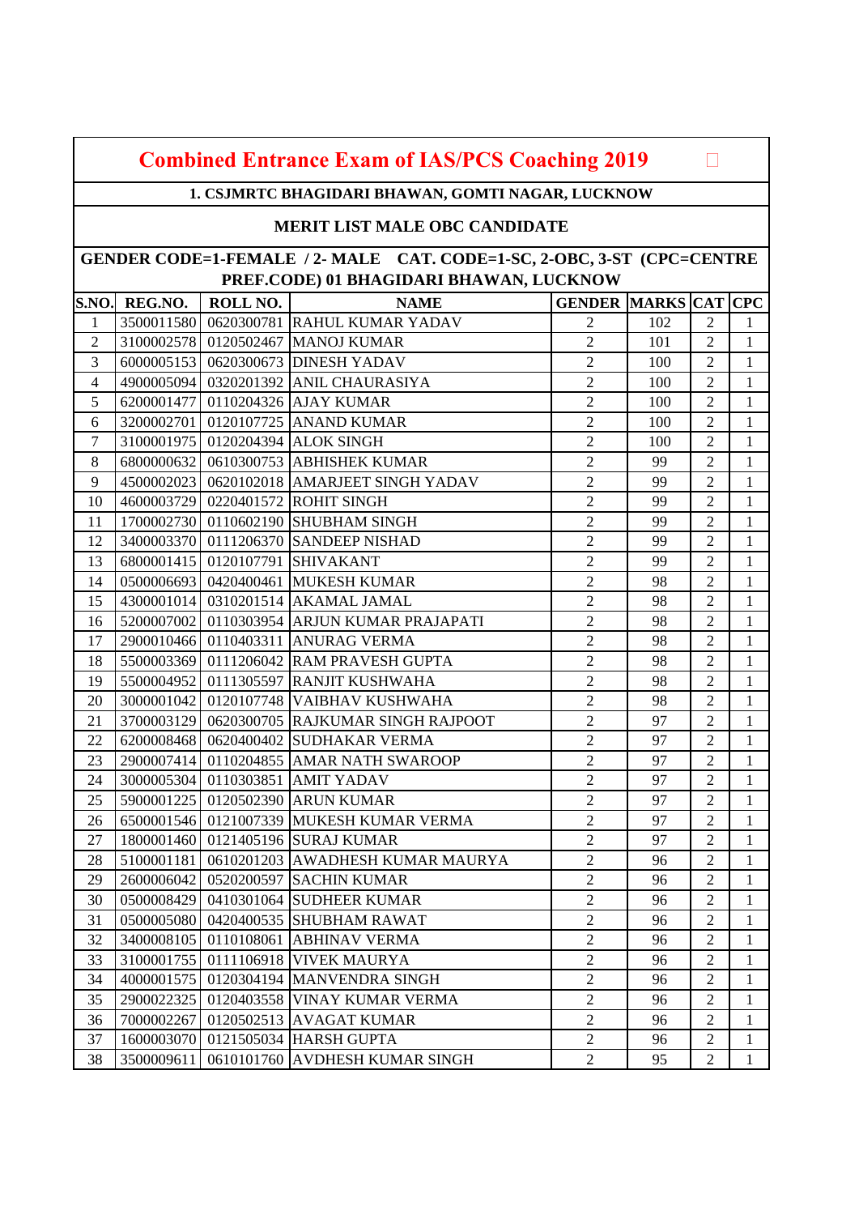# Combined Entrance Exam of IAS/PCS Coaching 2019

**1. CSJMRTC BHAGIDARI BHAWAN, GOMTI NAGAR, LUCKNOW**

**MERIT LIST MALE OBC CANDIDATE**

**GENDER CODE=1-FEMALE / 2- MALE CAT. CODE=1-SC, 2-OBC, 3-ST (CPC=CENTRE PREF.CODE) 01 BHAGIDARI BHAWAN, LUCKNOW**

| S.NO. | REG.NO. | ROLL NO. | NAME | GENDER | MARKS | CAT | CPC |
|---|---|---|---|---|---|---|---|
| 1 | 3500011580 | 0620300781 | RAHUL KUMAR YADAV | 2 | 102 | 2 | 1 |
| 2 | 3100002578 | 0120502467 | MANOJ KUMAR | 2 | 101 | 2 | 1 |
| 3 | 6000005153 | 0620300673 | DINESH YADAV | 2 | 100 | 2 | 1 |
| 4 | 4900005094 | 0320201392 | ANIL CHAURASIYA | 2 | 100 | 2 | 1 |
| 5 | 6200001477 | 0110204326 | AJAY KUMAR | 2 | 100 | 2 | 1 |
| 6 | 3200002701 | 0120107725 | ANAND KUMAR | 2 | 100 | 2 | 1 |
| 7 | 3100001975 | 0120204394 | ALOK SINGH | 2 | 100 | 2 | 1 |
| 8 | 6800000632 | 0610300753 | ABHISHEK KUMAR | 2 | 99 | 2 | 1 |
| 9 | 4500002023 | 0620102018 | AMARJEET SINGH YADAV | 2 | 99 | 2 | 1 |
| 10 | 4600003729 | 0220401572 | ROHIT SINGH | 2 | 99 | 2 | 1 |
| 11 | 1700002730 | 0110602190 | SHUBHAM SINGH | 2 | 99 | 2 | 1 |
| 12 | 3400003370 | 0111206370 | SANDEEP NISHAD | 2 | 99 | 2 | 1 |
| 13 | 6800001415 | 0120107791 | SHIVAKANT | 2 | 99 | 2 | 1 |
| 14 | 0500006693 | 0420400461 | MUKESH KUMAR | 2 | 98 | 2 | 1 |
| 15 | 4300001014 | 0310201514 | AKAMAL JAMAL | 2 | 98 | 2 | 1 |
| 16 | 5200007002 | 0110303954 | ARJUN KUMAR PRAJAPATI | 2 | 98 | 2 | 1 |
| 17 | 2900010466 | 0110403311 | ANURAG VERMA | 2 | 98 | 2 | 1 |
| 18 | 5500003369 | 0111206042 | RAM PRAVESH GUPTA | 2 | 98 | 2 | 1 |
| 19 | 5500004952 | 0111305597 | RANJIT KUSHWAHA | 2 | 98 | 2 | 1 |
| 20 | 3000001042 | 0120107748 | VAIBHAV KUSHWAHA | 2 | 98 | 2 | 1 |
| 21 | 3700003129 | 0620300705 | RAJKUMAR SINGH RAJPOOT | 2 | 97 | 2 | 1 |
| 22 | 6200008468 | 0620400402 | SUDHAKAR VERMA | 2 | 97 | 2 | 1 |
| 23 | 2900007414 | 0110204855 | AMAR NATH SWAROOP | 2 | 97 | 2 | 1 |
| 24 | 3000005304 | 0110303851 | AMIT YADAV | 2 | 97 | 2 | 1 |
| 25 | 5900001225 | 0120502390 | ARUN KUMAR | 2 | 97 | 2 | 1 |
| 26 | 6500001546 | 0121007339 | MUKESH KUMAR VERMA | 2 | 97 | 2 | 1 |
| 27 | 1800001460 | 0121405196 | SURAJ KUMAR | 2 | 97 | 2 | 1 |
| 28 | 5100001181 | 0610201203 | AWADHESH KUMAR MAURYA | 2 | 96 | 2 | 1 |
| 29 | 2600006042 | 0520200597 | SACHIN KUMAR | 2 | 96 | 2 | 1 |
| 30 | 0500008429 | 0410301064 | SUDHEER KUMAR | 2 | 96 | 2 | 1 |
| 31 | 0500005080 | 0420400535 | SHUBHAM RAWAT | 2 | 96 | 2 | 1 |
| 32 | 3400008105 | 0110108061 | ABHINAV VERMA | 2 | 96 | 2 | 1 |
| 33 | 3100001755 | 0111106918 | VIVEK MAURYA | 2 | 96 | 2 | 1 |
| 34 | 4000001575 | 0120304194 | MANVENDRA SINGH | 2 | 96 | 2 | 1 |
| 35 | 2900022325 | 0120403558 | VINAY KUMAR VERMA | 2 | 96 | 2 | 1 |
| 36 | 7000002267 | 0120502513 | AVAGAT KUMAR | 2 | 96 | 2 | 1 |
| 37 | 1600003070 | 0121505034 | HARSH GUPTA | 2 | 96 | 2 | 1 |
| 38 | 3500009611 | 0610101760 | AVDHESH KUMAR SINGH | 2 | 95 | 2 | 1 |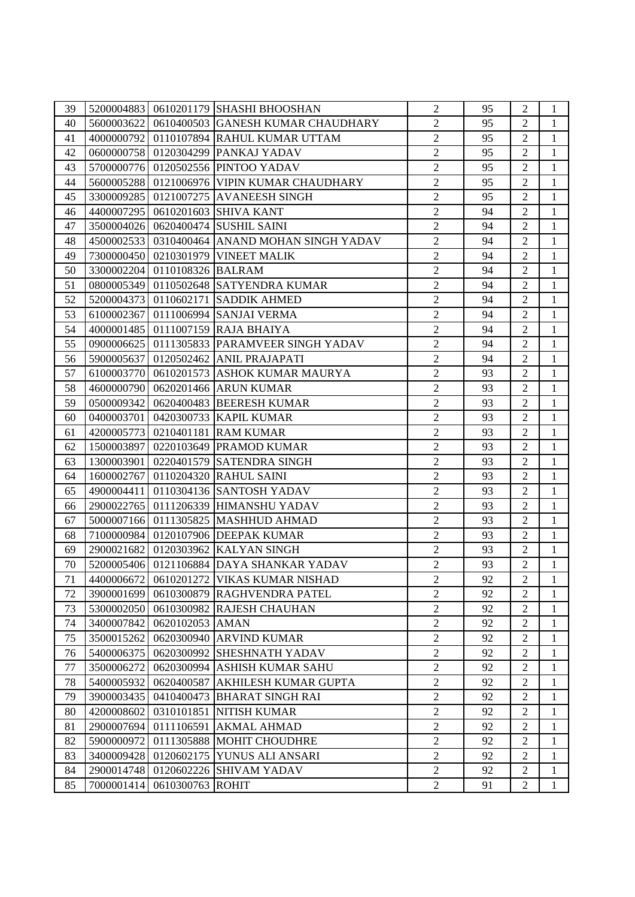| | | | | | | | |
|---|---|---|---|---|---|---|---|
| 39 | 5200004883 | 0610201179 | SHASHI BHOOSHAN | 2 | 95 | 2 | 1 |
| 40 | 5600003622 | 0610400503 | GANESH KUMAR CHAUDHARY | 2 | 95 | 2 | 1 |
| 41 | 4000000792 | 0110107894 | RAHUL KUMAR UTTAM | 2 | 95 | 2 | 1 |
| 42 | 0600000758 | 0120304299 | PANKAJ YADAV | 2 | 95 | 2 | 1 |
| 43 | 5700000776 | 0120502556 | PINTOO YADAV | 2 | 95 | 2 | 1 |
| 44 | 5600005288 | 0121006976 | VIPIN KUMAR CHAUDHARY | 2 | 95 | 2 | 1 |
| 45 | 3300009285 | 0121007275 | AVANEESH SINGH | 2 | 95 | 2 | 1 |
| 46 | 4400007295 | 0610201603 | SHIVA KANT | 2 | 94 | 2 | 1 |
| 47 | 3500004026 | 0620400474 | SUSHIL SAINI | 2 | 94 | 2 | 1 |
| 48 | 4500002533 | 0310400464 | ANAND MOHAN SINGH YADAV | 2 | 94 | 2 | 1 |
| 49 | 7300000450 | 0210301979 | VINEET MALIK | 2 | 94 | 2 | 1 |
| 50 | 3300002204 | 0110108326 | BALRAM | 2 | 94 | 2 | 1 |
| 51 | 0800005349 | 0110502648 | SATYENDRA KUMAR | 2 | 94 | 2 | 1 |
| 52 | 5200004373 | 0110602171 | SADDIK AHMED | 2 | 94 | 2 | 1 |
| 53 | 6100002367 | 0111006994 | SANJAI VERMA | 2 | 94 | 2 | 1 |
| 54 | 4000001485 | 0111007159 | RAJA BHAIYA | 2 | 94 | 2 | 1 |
| 55 | 0900006625 | 0111305833 | PARAMVEER SINGH YADAV | 2 | 94 | 2 | 1 |
| 56 | 5900005637 | 0120502462 | ANIL PRAJAPATI | 2 | 94 | 2 | 1 |
| 57 | 6100003770 | 0610201573 | ASHOK KUMAR MAURYA | 2 | 93 | 2 | 1 |
| 58 | 4600000790 | 0620201466 | ARUN KUMAR | 2 | 93 | 2 | 1 |
| 59 | 0500009342 | 0620400483 | BEERESH KUMAR | 2 | 93 | 2 | 1 |
| 60 | 0400003701 | 0420300733 | KAPIL KUMAR | 2 | 93 | 2 | 1 |
| 61 | 4200005773 | 0210401181 | RAM KUMAR | 2 | 93 | 2 | 1 |
| 62 | 1500003897 | 0220103649 | PRAMOD KUMAR | 2 | 93 | 2 | 1 |
| 63 | 1300003901 | 0220401579 | SATENDRA SINGH | 2 | 93 | 2 | 1 |
| 64 | 1600002767 | 0110204320 | RAHUL SAINI | 2 | 93 | 2 | 1 |
| 65 | 4900004411 | 0110304136 | SANTOSH YADAV | 2 | 93 | 2 | 1 |
| 66 | 2900022765 | 0111206339 | HIMANSHU YADAV | 2 | 93 | 2 | 1 |
| 67 | 5000007166 | 0111305825 | MASHHUD AHMAD | 2 | 93 | 2 | 1 |
| 68 | 7100000984 | 0120107906 | DEEPAK KUMAR | 2 | 93 | 2 | 1 |
| 69 | 2900021682 | 0120303962 | KALYAN SINGH | 2 | 93 | 2 | 1 |
| 70 | 5200005406 | 0121106884 | DAYA SHANKAR YADAV | 2 | 93 | 2 | 1 |
| 71 | 4400006672 | 0610201272 | VIKAS KUMAR NISHAD | 2 | 92 | 2 | 1 |
| 72 | 3900001699 | 0610300879 | RAGHVENDRA PATEL | 2 | 92 | 2 | 1 |
| 73 | 5300002050 | 0610300982 | RAJESH CHAUHAN | 2 | 92 | 2 | 1 |
| 74 | 3400007842 | 0620102053 | AMAN | 2 | 92 | 2 | 1 |
| 75 | 3500015262 | 0620300940 | ARVIND KUMAR | 2 | 92 | 2 | 1 |
| 76 | 5400006375 | 0620300992 | SHESHNATH YADAV | 2 | 92 | 2 | 1 |
| 77 | 3500006272 | 0620300994 | ASHISH KUMAR SAHU | 2 | 92 | 2 | 1 |
| 78 | 5400005932 | 0620400587 | AKHILESH KUMAR GUPTA | 2 | 92 | 2 | 1 |
| 79 | 3900003435 | 0410400473 | BHARAT SINGH RAI | 2 | 92 | 2 | 1 |
| 80 | 4200008602 | 0310101851 | NITISH KUMAR | 2 | 92 | 2 | 1 |
| 81 | 2900007694 | 0111106591 | AKMAL AHMAD | 2 | 92 | 2 | 1 |
| 82 | 5900000972 | 0111305888 | MOHIT CHOUDHRE | 2 | 92 | 2 | 1 |
| 83 | 3400009428 | 0120602175 | YUNUS ALI ANSARI | 2 | 92 | 2 | 1 |
| 84 | 2900014748 | 0120602226 | SHIVAM YADAV | 2 | 92 | 2 | 1 |
| 85 | 7000001414 | 0610300763 | ROHIT | 2 | 91 | 2 | 1 |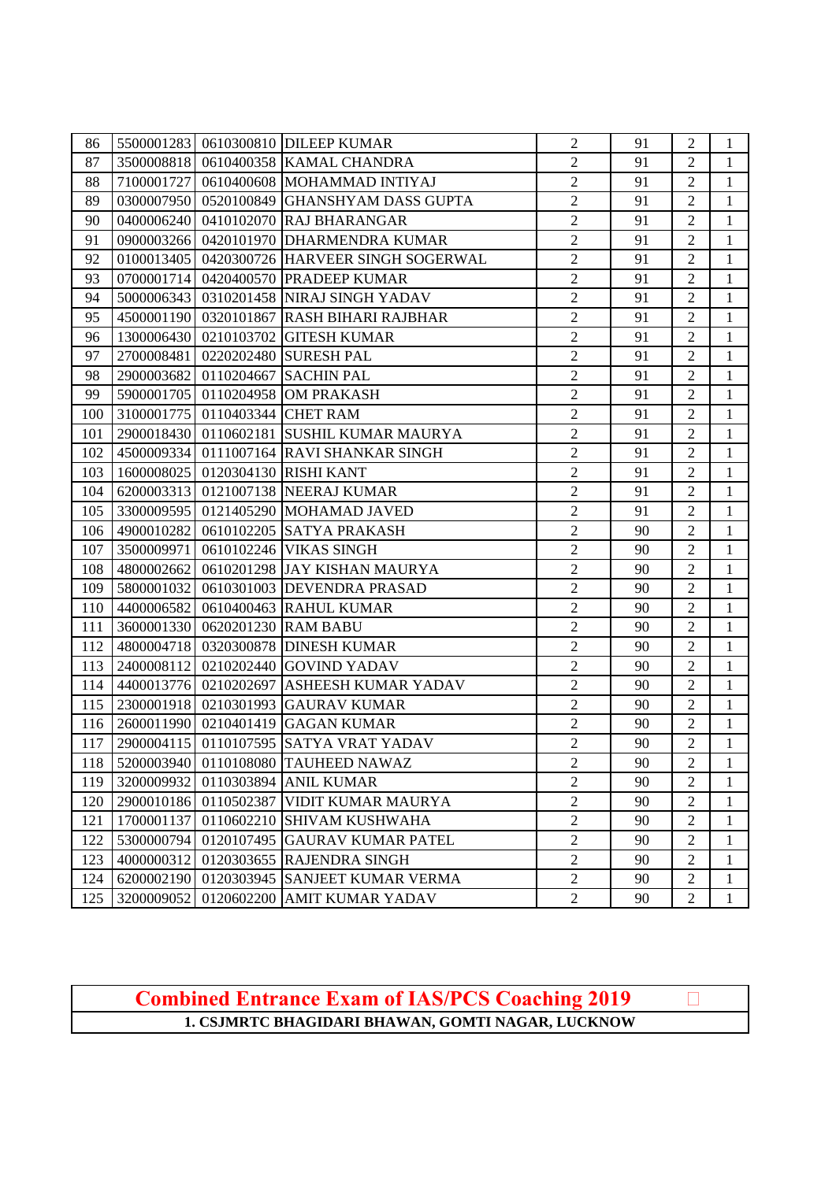| | | | | | | | |
|---|---|---|---|---|---|---|---|
| 86 | 5500001283 | 0610300810 | DILEEP KUMAR | 2 | 91 | 2 | 1 |
| 87 | 3500008818 | 0610400358 | KAMAL CHANDRA | 2 | 91 | 2 | 1 |
| 88 | 7100001727 | 0610400608 | MOHAMMAD INTIYAJ | 2 | 91 | 2 | 1 |
| 89 | 0300007950 | 0520100849 | GHANSHYAM DASS GUPTA | 2 | 91 | 2 | 1 |
| 90 | 0400006240 | 0410102070 | RAJ BHARANGAR | 2 | 91 | 2 | 1 |
| 91 | 0900003266 | 0420101970 | DHARMENDRA KUMAR | 2 | 91 | 2 | 1 |
| 92 | 0100013405 | 0420300726 | HARVEER SINGH SOGERWAL | 2 | 91 | 2 | 1 |
| 93 | 0700001714 | 0420400570 | PRADEEP KUMAR | 2 | 91 | 2 | 1 |
| 94 | 5000006343 | 0310201458 | NIRAJ SINGH YADAV | 2 | 91 | 2 | 1 |
| 95 | 4500001190 | 0320101867 | RASH BIHARI RAJBHAR | 2 | 91 | 2 | 1 |
| 96 | 1300006430 | 0210103702 | GITESH KUMAR | 2 | 91 | 2 | 1 |
| 97 | 2700008481 | 0220202480 | SURESH PAL | 2 | 91 | 2 | 1 |
| 98 | 2900003682 | 0110204667 | SACHIN PAL | 2 | 91 | 2 | 1 |
| 99 | 5900001705 | 0110204958 | OM PRAKASH | 2 | 91 | 2 | 1 |
| 100 | 3100001775 | 0110403344 | CHET RAM | 2 | 91 | 2 | 1 |
| 101 | 2900018430 | 0110602181 | SUSHIL KUMAR MAURYA | 2 | 91 | 2 | 1 |
| 102 | 4500009334 | 0111007164 | RAVI SHANKAR SINGH | 2 | 91 | 2 | 1 |
| 103 | 1600008025 | 0120304130 | RISHI KANT | 2 | 91 | 2 | 1 |
| 104 | 6200003313 | 0121007138 | NEERAJ KUMAR | 2 | 91 | 2 | 1 |
| 105 | 3300009595 | 0121405290 | MOHAMAD JAVED | 2 | 91 | 2 | 1 |
| 106 | 4900010282 | 0610102205 | SATYA PRAKASH | 2 | 90 | 2 | 1 |
| 107 | 3500009971 | 0610102246 | VIKAS SINGH | 2 | 90 | 2 | 1 |
| 108 | 4800002662 | 0610201298 | JAY KISHAN MAURYA | 2 | 90 | 2 | 1 |
| 109 | 5800001032 | 0610301003 | DEVENDRA PRASAD | 2 | 90 | 2 | 1 |
| 110 | 4400006582 | 0610400463 | RAHUL KUMAR | 2 | 90 | 2 | 1 |
| 111 | 3600001330 | 0620201230 | RAM BABU | 2 | 90 | 2 | 1 |
| 112 | 4800004718 | 0320300878 | DINESH KUMAR | 2 | 90 | 2 | 1 |
| 113 | 2400008112 | 0210202440 | GOVIND YADAV | 2 | 90 | 2 | 1 |
| 114 | 4400013776 | 0210202697 | ASHEESH KUMAR YADAV | 2 | 90 | 2 | 1 |
| 115 | 2300001918 | 0210301993 | GAURAV KUMAR | 2 | 90 | 2 | 1 |
| 116 | 2600011990 | 0210401419 | GAGAN KUMAR | 2 | 90 | 2 | 1 |
| 117 | 2900004115 | 0110107595 | SATYA VRAT YADAV | 2 | 90 | 2 | 1 |
| 118 | 5200003940 | 0110108080 | TAUHEED NAWAZ | 2 | 90 | 2 | 1 |
| 119 | 3200009932 | 0110303894 | ANIL KUMAR | 2 | 90 | 2 | 1 |
| 120 | 2900010186 | 0110502387 | VIDIT KUMAR MAURYA | 2 | 90 | 2 | 1 |
| 121 | 1700001137 | 0110602210 | SHIVAM KUSHWAHA | 2 | 90 | 2 | 1 |
| 122 | 5300000794 | 0120107495 | GAURAV KUMAR PATEL | 2 | 90 | 2 | 1 |
| 123 | 4000000312 | 0120303655 | RAJENDRA SINGH | 2 | 90 | 2 | 1 |
| 124 | 6200002190 | 0120303945 | SANJEET KUMAR VERMA | 2 | 90 | 2 | 1 |
| 125 | 3200009052 | 0120602200 | AMIT KUMAR YADAV | 2 | 90 | 2 | 1 |

## Combined Entrance Exam of IAS/PCS Coaching 2019

**1. CSJMRTC BHAGIDARI BHAWAN, GOMTI NAGAR, LUCKNOW**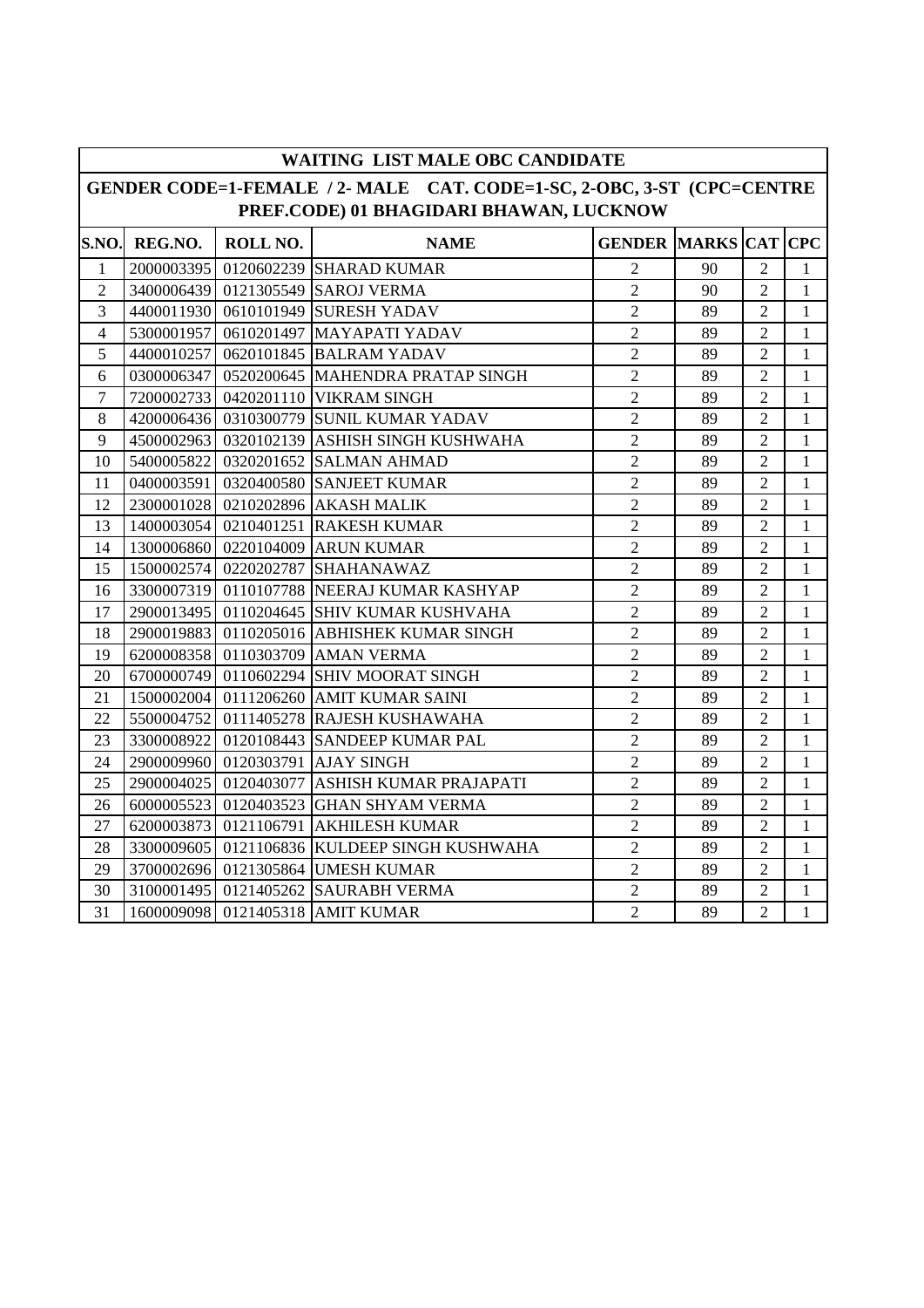## WAITING LIST MALE OBC CANDIDATE

**GENDER CODE=1-FEMALE / 2- MALE CAT. CODE=1-SC, 2-OBC, 3-ST (CPC=CENTRE PREF.CODE) 01 BHAGIDARI BHAWAN, LUCKNOW**

| S.NO. | REG.NO. | ROLL NO. | NAME | GENDER | MARKS | CAT | CPC |
|---|---|---|---|---|---|---|---|
| 1 | 2000003395 | 0120602239 | SHARAD KUMAR | 2 | 90 | 2 | 1 |
| 2 | 3400006439 | 0121305549 | SAROJ VERMA | 2 | 90 | 2 | 1 |
| 3 | 4400011930 | 0610101949 | SURESH YADAV | 2 | 89 | 2 | 1 |
| 4 | 5300001957 | 0610201497 | MAYAPATI YADAV | 2 | 89 | 2 | 1 |
| 5 | 4400010257 | 0620101845 | BALRAM YADAV | 2 | 89 | 2 | 1 |
| 6 | 0300006347 | 0520200645 | MAHENDRA PRATAP SINGH | 2 | 89 | 2 | 1 |
| 7 | 7200002733 | 0420201110 | VIKRAM SINGH | 2 | 89 | 2 | 1 |
| 8 | 4200006436 | 0310300779 | SUNIL KUMAR YADAV | 2 | 89 | 2 | 1 |
| 9 | 4500002963 | 0320102139 | ASHISH SINGH KUSHWAHA | 2 | 89 | 2 | 1 |
| 10 | 5400005822 | 0320201652 | SALMAN AHMAD | 2 | 89 | 2 | 1 |
| 11 | 0400003591 | 0320400580 | SANJEET KUMAR | 2 | 89 | 2 | 1 |
| 12 | 2300001028 | 0210202896 | AKASH MALIK | 2 | 89 | 2 | 1 |
| 13 | 1400003054 | 0210401251 | RAKESH KUMAR | 2 | 89 | 2 | 1 |
| 14 | 1300006860 | 0220104009 | ARUN KUMAR | 2 | 89 | 2 | 1 |
| 15 | 1500002574 | 0220202787 | SHAHANAWAZ | 2 | 89 | 2 | 1 |
| 16 | 3300007319 | 0110107788 | NEERAJ KUMAR KASHYAP | 2 | 89 | 2 | 1 |
| 17 | 2900013495 | 0110204645 | SHIV KUMAR KUSHVAHA | 2 | 89 | 2 | 1 |
| 18 | 2900019883 | 0110205016 | ABHISHEK KUMAR SINGH | 2 | 89 | 2 | 1 |
| 19 | 6200008358 | 0110303709 | AMAN VERMA | 2 | 89 | 2 | 1 |
| 20 | 6700000749 | 0110602294 | SHIV MOORAT SINGH | 2 | 89 | 2 | 1 |
| 21 | 1500002004 | 0111206260 | AMIT KUMAR SAINI | 2 | 89 | 2 | 1 |
| 22 | 5500004752 | 0111405278 | RAJESH KUSHAWAHA | 2 | 89 | 2 | 1 |
| 23 | 3300008922 | 0120108443 | SANDEEP KUMAR PAL | 2 | 89 | 2 | 1 |
| 24 | 2900009960 | 0120303791 | AJAY SINGH | 2 | 89 | 2 | 1 |
| 25 | 2900004025 | 0120403077 | ASHISH KUMAR PRAJAPATI | 2 | 89 | 2 | 1 |
| 26 | 6000005523 | 0120403523 | GHAN SHYAM VERMA | 2 | 89 | 2 | 1 |
| 27 | 6200003873 | 0121106791 | AKHILESH KUMAR | 2 | 89 | 2 | 1 |
| 28 | 3300009605 | 0121106836 | KULDEEP SINGH KUSHWAHA | 2 | 89 | 2 | 1 |
| 29 | 3700002696 | 0121305864 | UMESH KUMAR | 2 | 89 | 2 | 1 |
| 30 | 3100001495 | 0121405262 | SAURABH VERMA | 2 | 89 | 2 | 1 |
| 31 | 1600009098 | 0121405318 | AMIT KUMAR | 2 | 89 | 2 | 1 |